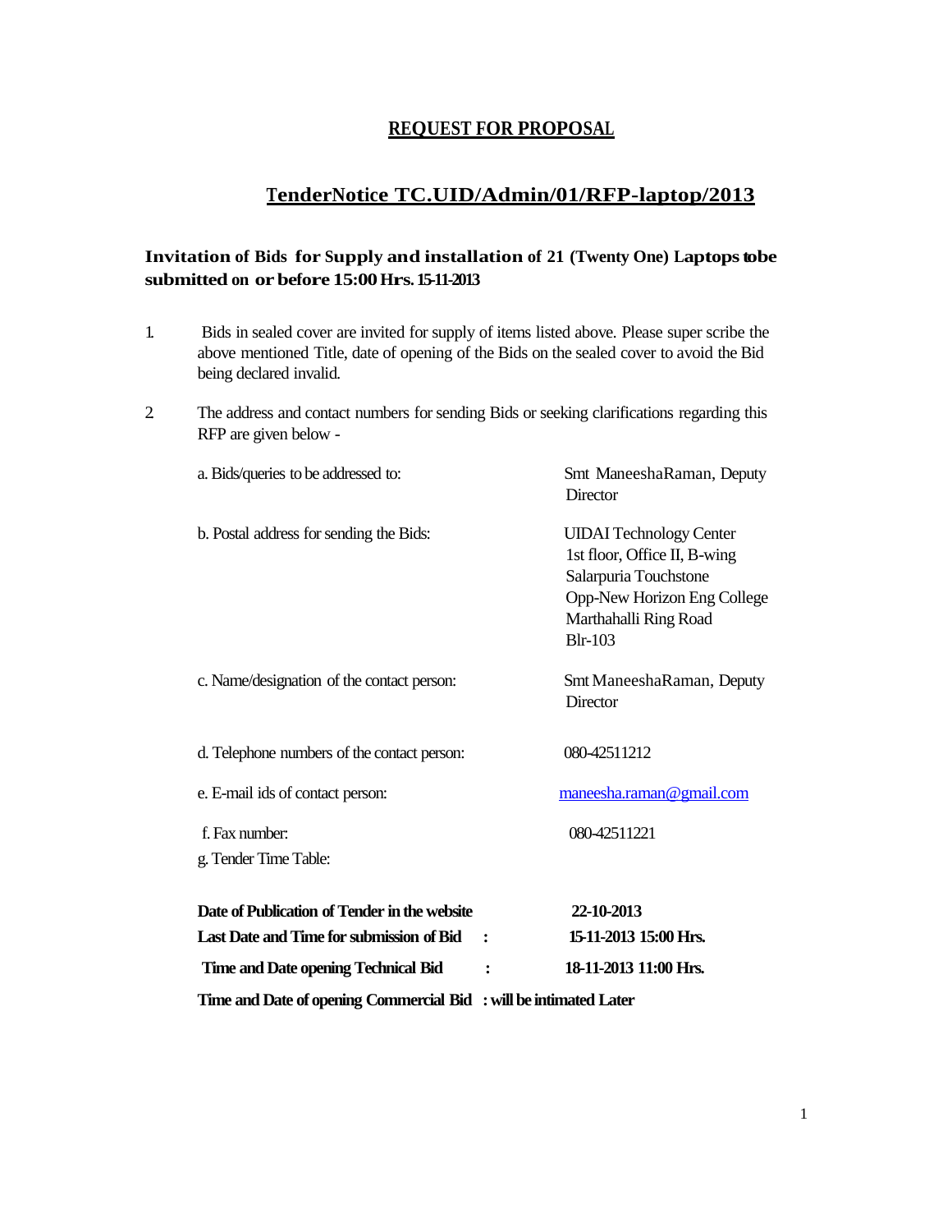# REQUEST FOR PROPOSAL

## TenderNotice TC.UID/Admin/01/RFP-laptop/2013

**Invitation of Bids for Supply and installation of 21 (Twenty One) Laptops tobe submitted on or before 15:00 Hrs. 15-11-2013**

1. Bids in sealed cover are invited for supply of items listed above. Please super scribe the above mentioned Title, date of opening of the Bids on the sealed cover to avoid the Bid being declared invalid.

2. The address and contact numbers for sending Bids or seeking clarifications regarding this RFP are given below -

| | |
|---|---|
| a. Bids/queries to be addressed to: | Smt ManeeshaRaman, Deputy Director |
| b. Postal address for sending the Bids: | UIDAI Technology Center<br>1st floor, Office II, B-wing<br>Salarpuria Touchstone<br>Opp-New Horizon Eng College<br>Marthahalli Ring Road<br>Blr-103 |
| c. Name/designation of the contact person: | Smt ManeeshaRaman, Deputy Director |
| d. Telephone numbers of the contact person: | 080-42511212 |
| e. E-mail ids of contact person: | maneesha.raman@gmail.com |
| f. Fax number: | 080-42511221 |

g. Tender Time Table:

| | |
|---|---|
| **Date of Publication of Tender in the website** | **22-10-2013** |
| **Last Date and Time for submission of Bid :** | **15-11-2013 15:00 Hrs.** |
| **Time and Date opening Technical Bid :** | **18-11-2013 11:00 Hrs.** |
| **Time and Date of opening Commercial Bid :** | **will be intimated Later** |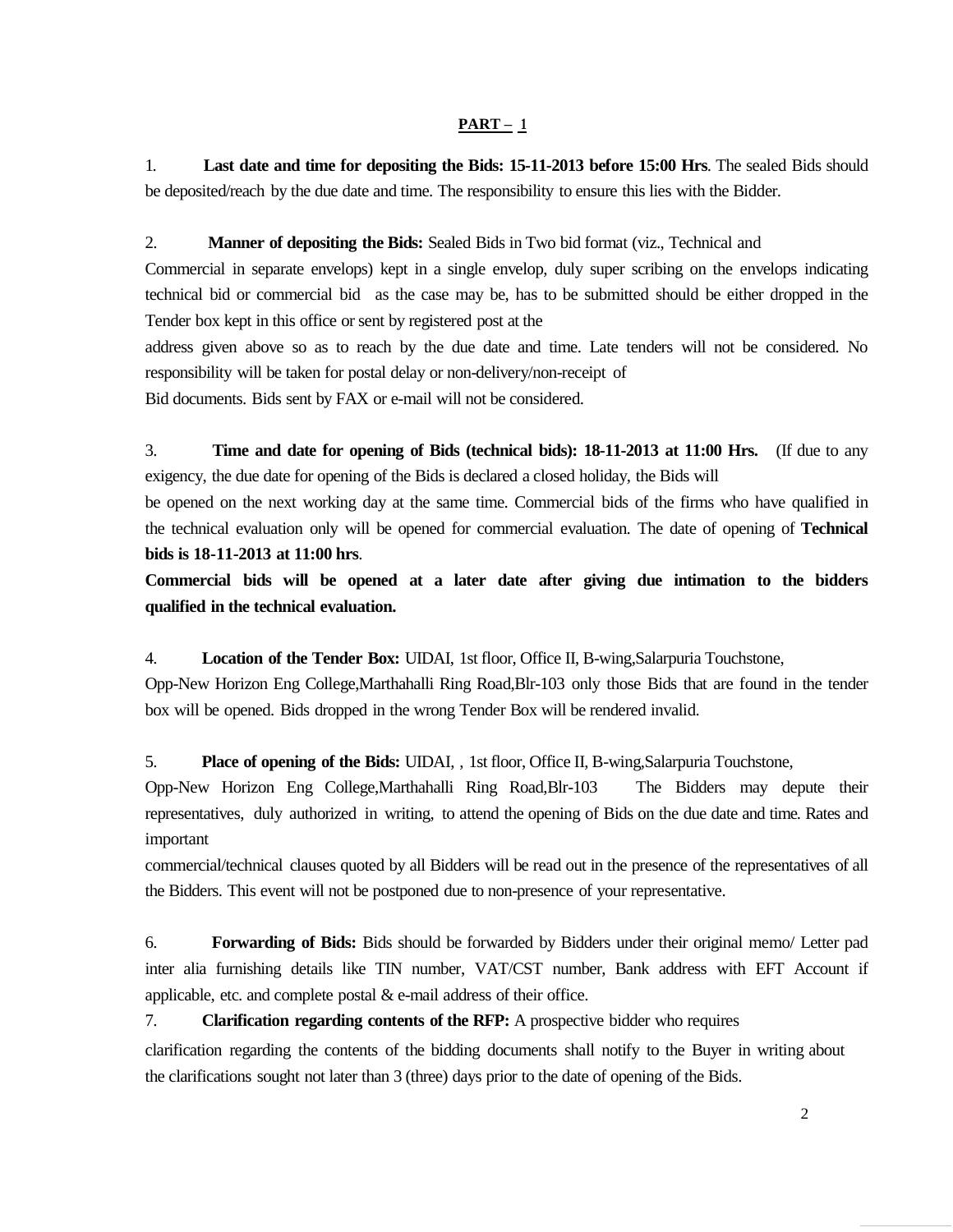**PART – 1**

1. **Last date and time for depositing the Bids: 15-11-2013 before 15:00 Hrs**. The sealed Bids should be deposited/reach by the due date and time. The responsibility to ensure this lies with the Bidder.

2. **Manner of depositing the Bids:** Sealed Bids in Two bid format (viz., Technical and Commercial in separate envelops) kept in a single envelop, duly super scribing on the envelops indicating technical bid or commercial bid as the case may be, has to be submitted should be either dropped in the Tender box kept in this office or sent by registered post at the address given above so as to reach by the due date and time. Late tenders will not be considered. No responsibility will be taken for postal delay or non-delivery/non-receipt of Bid documents. Bids sent by FAX or e-mail will not be considered.

3. **Time and date for opening of Bids (technical bids): 18-11-2013 at 11:00 Hrs.** (If due to any exigency, the due date for opening of the Bids is declared a closed holiday, the Bids will be opened on the next working day at the same time. Commercial bids of the firms who have qualified in the technical evaluation only will be opened for commercial evaluation. The date of opening of **Technical bids is 18-11-2013 at 11:00 hrs**.

**Commercial bids will be opened at a later date after giving due intimation to the bidders qualified in the technical evaluation.**

4. **Location of the Tender Box:** UIDAI, 1st floor, Office II, B-wing,Salarpuria Touchstone, Opp-New Horizon Eng College,Marthahalli Ring Road,Blr-103 only those Bids that are found in the tender box will be opened. Bids dropped in the wrong Tender Box will be rendered invalid.

5. **Place of opening of the Bids:** UIDAI, , 1st floor, Office II, B-wing,Salarpuria Touchstone, Opp-New Horizon Eng College,Marthahalli Ring Road,Blr-103 The Bidders may depute their representatives, duly authorized in writing, to attend the opening of Bids on the due date and time. Rates and important commercial/technical clauses quoted by all Bidders will be read out in the presence of the representatives of all the Bidders. This event will not be postponed due to non-presence of your representative.

6. **Forwarding of Bids:** Bids should be forwarded by Bidders under their original memo/ Letter pad inter alia furnishing details like TIN number, VAT/CST number, Bank address with EFT Account if applicable, etc. and complete postal & e-mail address of their office.

7. **Clarification regarding contents of the RFP:** A prospective bidder who requires clarification regarding the contents of the bidding documents shall notify to the Buyer in writing about the clarifications sought not later than 3 (three) days prior to the date of opening of the Bids.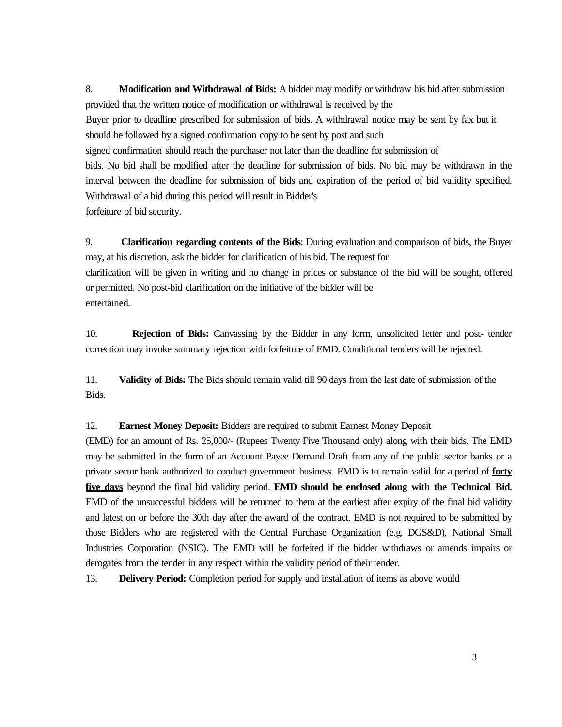8. **Modification and Withdrawal of Bids:** A bidder may modify or withdraw his bid after submission provided that the written notice of modification or withdrawal is received by the Buyer prior to deadline prescribed for submission of bids. A withdrawal notice may be sent by fax but it should be followed by a signed confirmation copy to be sent by post and such signed confirmation should reach the purchaser not later than the deadline for submission of bids. No bid shall be modified after the deadline for submission of bids. No bid may be withdrawn in the interval between the deadline for submission of bids and expiration of the period of bid validity specified. Withdrawal of a bid during this period will result in Bidder's forfeiture of bid security.

9. **Clarification regarding contents of the Bids**: During evaluation and comparison of bids, the Buyer may, at his discretion, ask the bidder for clarification of his bid. The request for clarification will be given in writing and no change in prices or substance of the bid will be sought, offered or permitted. No post-bid clarification on the initiative of the bidder will be entertained.

10. **Rejection of Bids:** Canvassing by the Bidder in any form, unsolicited letter and post- tender correction may invoke summary rejection with forfeiture of EMD. Conditional tenders will be rejected.

11. **Validity of Bids:** The Bids should remain valid till 90 days from the last date of submission of the Bids.

12. **Earnest Money Deposit:** Bidders are required to submit Earnest Money Deposit (EMD) for an amount of Rs. 25,000/- (Rupees Twenty Five Thousand only) along with their bids. The EMD may be submitted in the form of an Account Payee Demand Draft from any of the public sector banks or a private sector bank authorized to conduct government business. EMD is to remain valid for a period of **forty five days** beyond the final bid validity period. **EMD should be enclosed along with the Technical Bid.** EMD of the unsuccessful bidders will be returned to them at the earliest after expiry of the final bid validity and latest on or before the 30th day after the award of the contract. EMD is not required to be submitted by those Bidders who are registered with the Central Purchase Organization (e.g. DGS&D), National Small Industries Corporation (NSIC). The EMD will be forfeited if the bidder withdraws or amends impairs or derogates from the tender in any respect within the validity period of their tender.

13. **Delivery Period:** Completion period for supply and installation of items as above would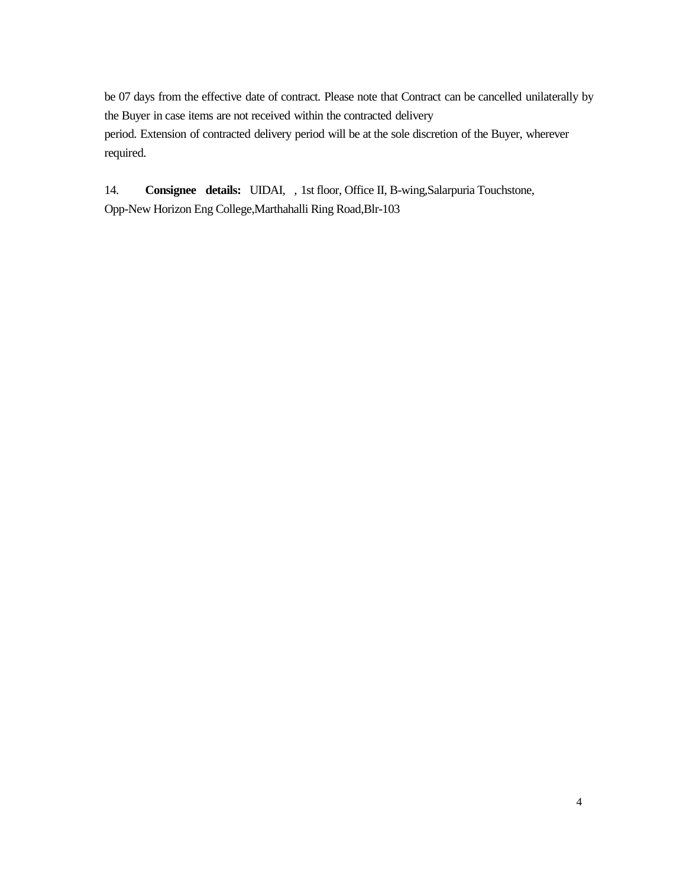be 07 days from the effective date of contract. Please note that Contract can be cancelled unilaterally by the Buyer in case items are not received within the contracted delivery period. Extension of contracted delivery period will be at the sole discretion of the Buyer, wherever required.

14. **Consignee details:** UIDAI, , 1st floor, Office II, B-wing,Salarpuria Touchstone, Opp-New Horizon Eng College,Marthahalli Ring Road,Blr-103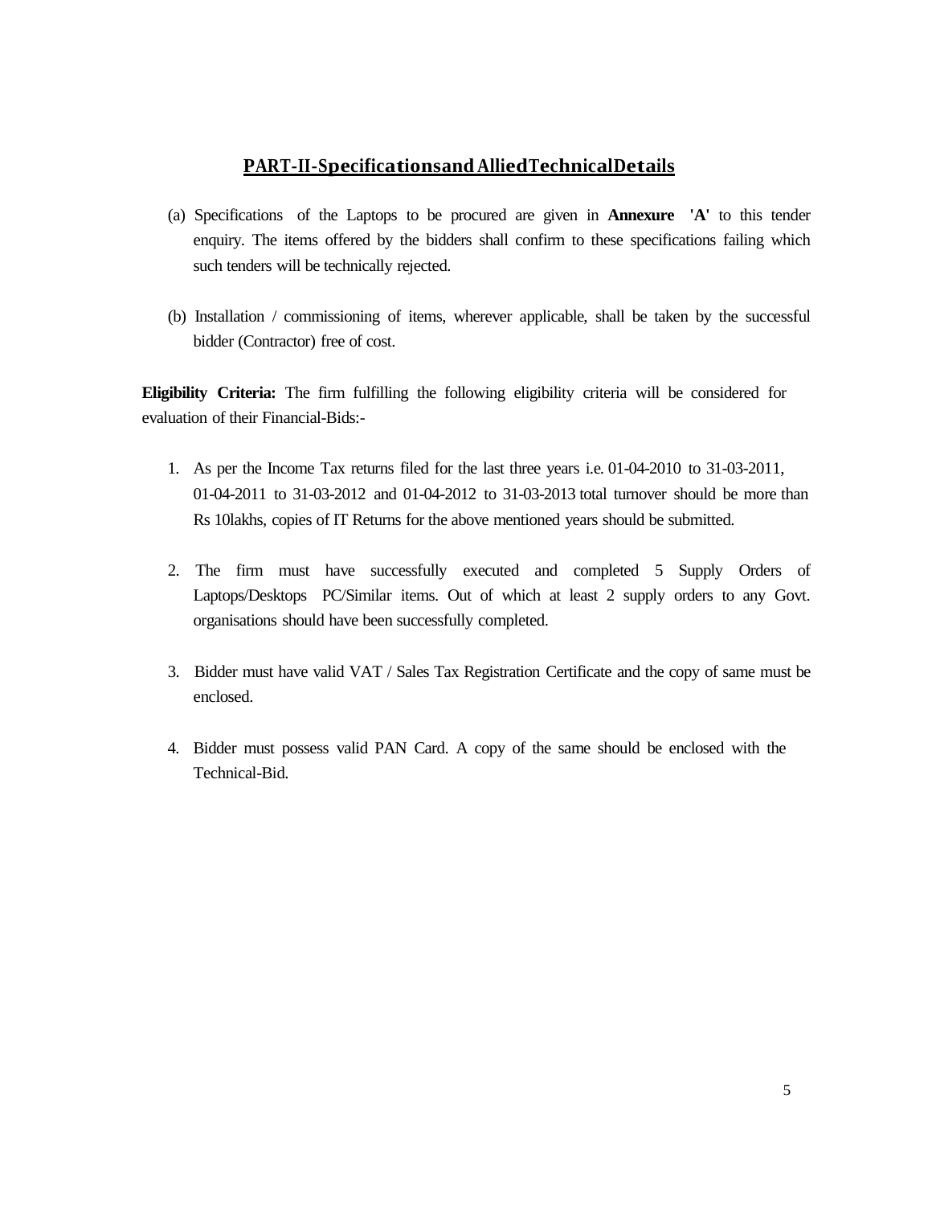## PART-II-Specifications and Allied Technical Details

(a) Specifications of the Laptops to be procured are given in **Annexure 'A'** to this tender enquiry. The items offered by the bidders shall confirm to these specifications failing which such tenders will be technically rejected.

(b) Installation / commissioning of items, wherever applicable, shall be taken by the successful bidder (Contractor) free of cost.

**Eligibility Criteria:** The firm fulfilling the following eligibility criteria will be considered for evaluation of their Financial-Bids:-

1. As per the Income Tax returns filed for the last three years i.e. 01-04-2010 to 31-03-2011, 01-04-2011 to 31-03-2012 and 01-04-2012 to 31-03-2013 total turnover should be more than Rs 10lakhs, copies of IT Returns for the above mentioned years should be submitted.

2. The firm must have successfully executed and completed 5 Supply Orders of Laptops/Desktops PC/Similar items. Out of which at least 2 supply orders to any Govt. organisations should have been successfully completed.

3. Bidder must have valid VAT / Sales Tax Registration Certificate and the copy of same must be enclosed.

4. Bidder must possess valid PAN Card. A copy of the same should be enclosed with the Technical-Bid.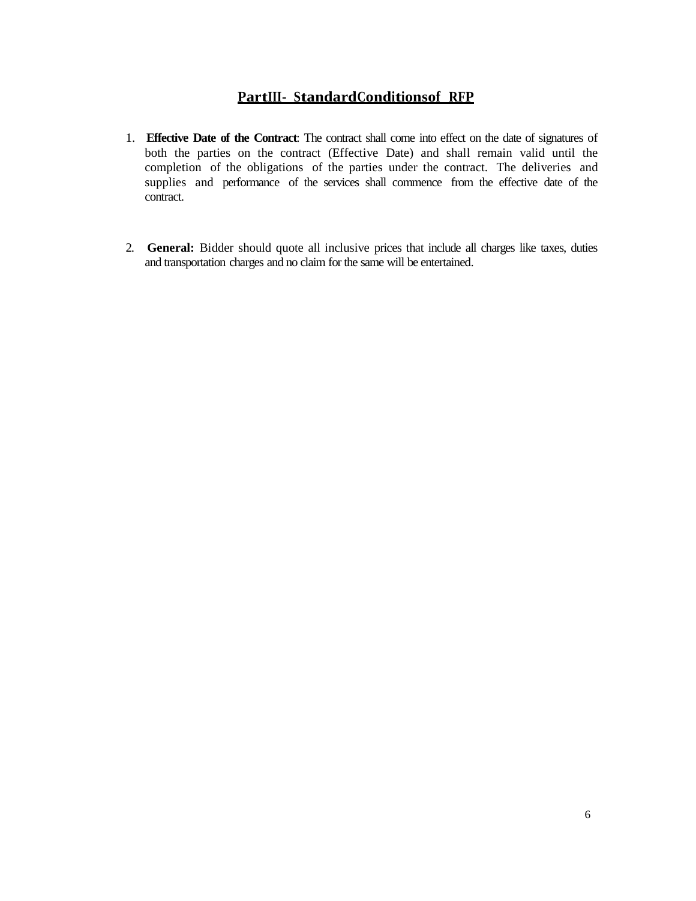## Part III- Standard Conditions of RFP

1. **Effective Date of the Contract**: The contract shall come into effect on the date of signatures of both the parties on the contract (Effective Date) and shall remain valid until the completion of the obligations of the parties under the contract. The deliveries and supplies and performance of the services shall commence from the effective date of the contract.

2. **General:** Bidder should quote all inclusive prices that include all charges like taxes, duties and transportation charges and no claim for the same will be entertained.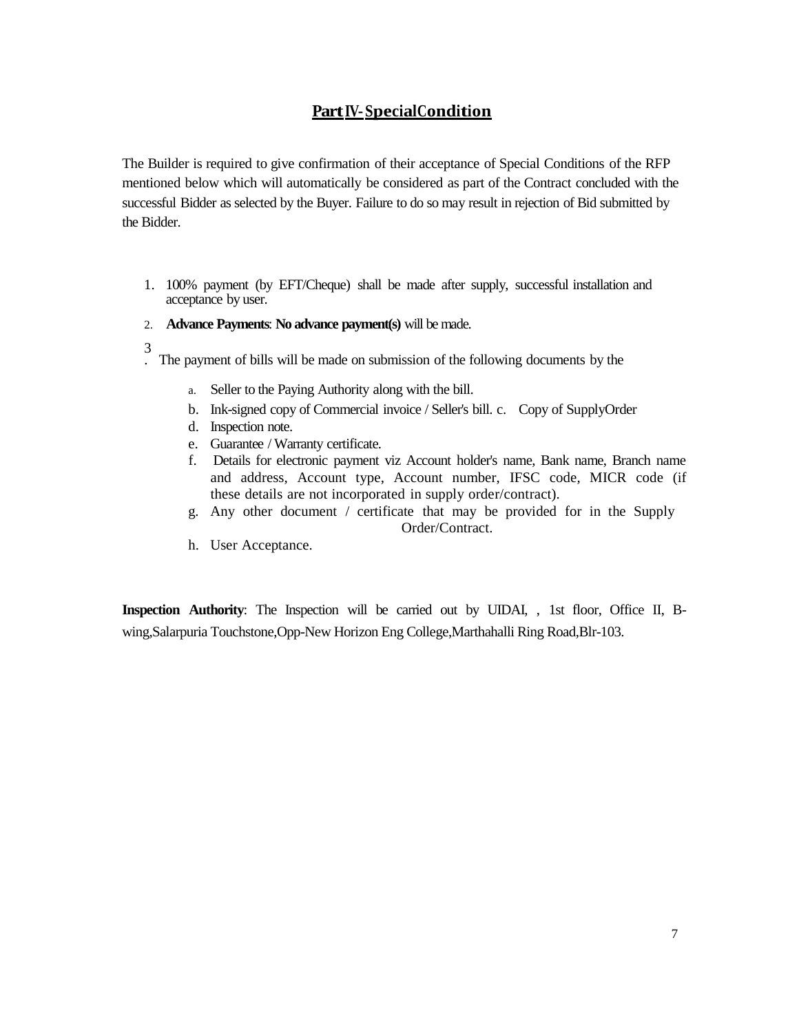## Part IV- Special Condition

The Builder is required to give confirmation of their acceptance of Special Conditions of the RFP mentioned below which will automatically be considered as part of the Contract concluded with the successful Bidder as selected by the Buyer. Failure to do so may result in rejection of Bid submitted by the Bidder.

1. 100% payment (by EFT/Cheque) shall be made after supply, successful installation and acceptance by user.
2. **Advance Payments**: **No advance payment(s)** will be made.
3. The payment of bills will be made on submission of the following documents by the
   a. Seller to the Paying Authority along with the bill.
   b. Ink-signed copy of Commercial invoice / Seller's bill. c. Copy of SupplyOrder
   d. Inspection note.
   e. Guarantee / Warranty certificate.
   f. Details for electronic payment viz Account holder's name, Bank name, Branch name and address, Account type, Account number, IFSC code, MICR code (if these details are not incorporated in supply order/contract).
   g. Any other document / certificate that may be provided for in the Supply Order/Contract.
   h. User Acceptance.

**Inspection Authority**: The Inspection will be carried out by UIDAI, , 1st floor, Office II, B-wing,Salarpuria Touchstone,Opp-New Horizon Eng College,Marthahalli Ring Road,Blr-103.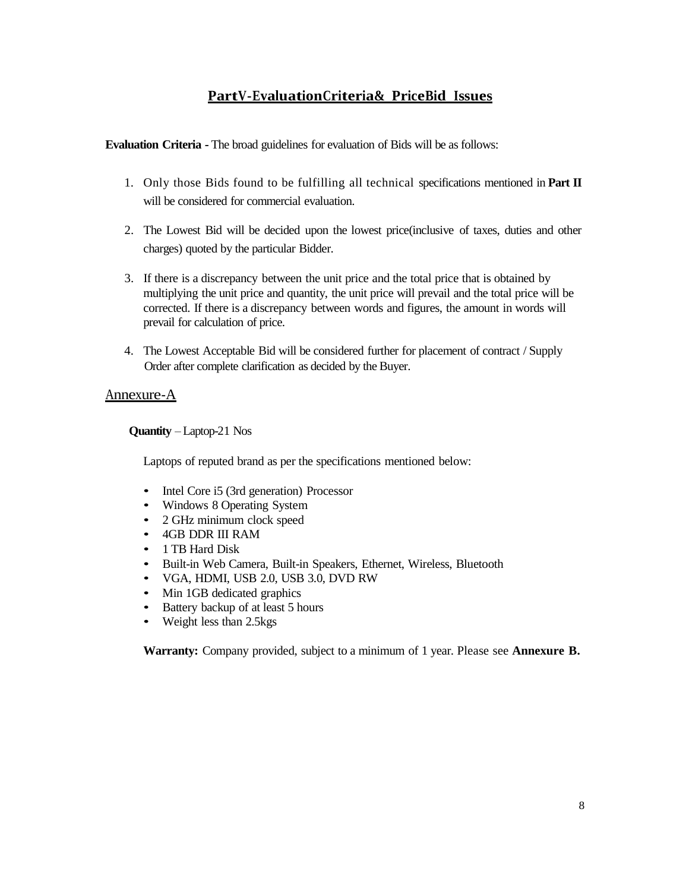## PartV-EvaluationCriteria& PriceBid Issues

**Evaluation Criteria** - The broad guidelines for evaluation of Bids will be as follows:

1. Only those Bids found to be fulfilling all technical specifications mentioned in **Part II** will be considered for commercial evaluation.
2. The Lowest Bid will be decided upon the lowest price(inclusive of taxes, duties and other charges) quoted by the particular Bidder.
3. If there is a discrepancy between the unit price and the total price that is obtained by multiplying the unit price and quantity, the unit price will prevail and the total price will be corrected. If there is a discrepancy between words and figures, the amount in words will prevail for calculation of price.
4. The Lowest Acceptable Bid will be considered further for placement of contract / Supply Order after complete clarification as decided by the Buyer.

## Annexure-A

**Quantity** – Laptop-21 Nos

Laptops of reputed brand as per the specifications mentioned below:

- Intel Core i5 (3rd generation) Processor
- Windows 8 Operating System
- 2 GHz minimum clock speed
- 4GB DDR III RAM
- 1 TB Hard Disk
- Built-in Web Camera, Built-in Speakers, Ethernet, Wireless, Bluetooth
- VGA, HDMI, USB 2.0, USB 3.0, DVD RW
- Min 1GB dedicated graphics
- Battery backup of at least 5 hours
- Weight less than 2.5kgs

**Warranty:** Company provided, subject to a minimum of 1 year. Please see **Annexure B.**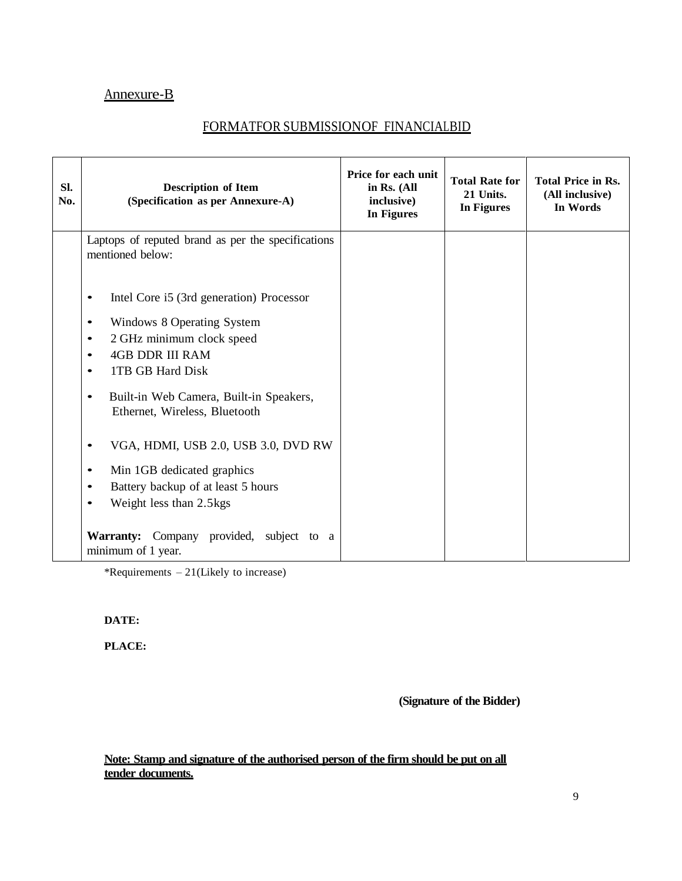Annexure-B

## FORMATFOR SUBMISSIONOF FINANCIALBID

| Sl. No. | Description of Item (Specification as per Annexure-A) | Price for each unit in Rs. (All inclusive) In Figures | Total Rate for 21 Units. In Figures | Total Price in Rs. (All inclusive) In Words |
|---|---|---|---|---|
| | Laptops of reputed brand as per the specifications mentioned below:<br><br>• Intel Core i5 (3rd generation) Processor<br>• Windows 8 Operating System<br>• 2 GHz minimum clock speed<br>• 4GB DDR III RAM<br>• 1TB GB Hard Disk<br>• Built-in Web Camera, Built-in Speakers, Ethernet, Wireless, Bluetooth<br>• VGA, HDMI, USB 2.0, USB 3.0, DVD RW<br>• Min 1GB dedicated graphics<br>• Battery backup of at least 5 hours<br>• Weight less than 2.5kgs<br><br>**Warranty:** Company provided, subject to a minimum of 1 year. | | | |

*Requirements – 21(Likely to increase)

**DATE:**

**PLACE:**

**(Signature of the Bidder)**

**Note: Stamp and signature of the authorised person of the firm should be put on all tender documents.**